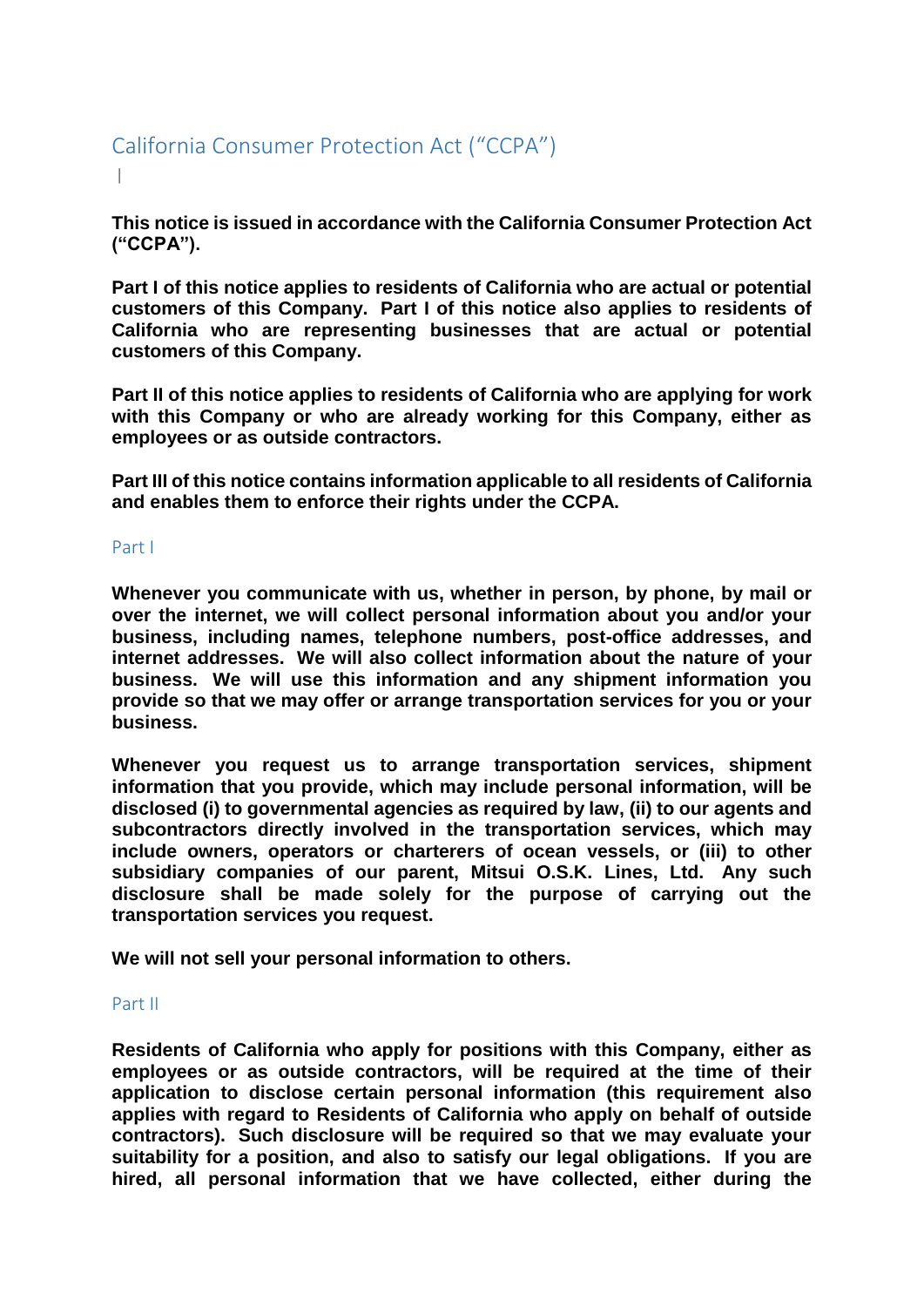# California Consumer Protection Act ("CCPA")

**This notice is issued in accordance with the California Consumer Protection Act ("CCPA").**

**Part I of this notice applies to residents of California who are actual or potential customers of this Company. Part I of this notice also applies to residents of California who are representing businesses that are actual or potential customers of this Company.**

**Part II of this notice applies to residents of California who are applying for work with this Company or who are already working for this Company, either as employees or as outside contractors.**

**Part III of this notice contains information applicable to all residents of California and enables them to enforce their rights under the CCPA.**

## Part I

**Whenever you communicate with us, whether in person, by phone, by mail or over the internet, we will collect personal information about you and/or your business, including names, telephone numbers, post-office addresses, and internet addresses. We will also collect information about the nature of your business. We will use this information and any shipment information you provide so that we may offer or arrange transportation services for you or your business.**

**Whenever you request us to arrange transportation services, shipment information that you provide, which may include personal information, will be disclosed (i) to governmental agencies as required by law, (ii) to our agents and subcontractors directly involved in the transportation services, which may include owners, operators or charterers of ocean vessels, or (iii) to other subsidiary companies of our parent, Mitsui O.S.K. Lines, Ltd. Any such disclosure shall be made solely for the purpose of carrying out the transportation services you request.**

**We will not sell your personal information to others.**

## Part II

**Residents of California who apply for positions with this Company, either as employees or as outside contractors, will be required at the time of their application to disclose certain personal information (this requirement also applies with regard to Residents of California who apply on behalf of outside contractors). Such disclosure will be required so that we may evaluate your suitability for a position, and also to satisfy our legal obligations. If you are hired, all personal information that we have collected, either during the**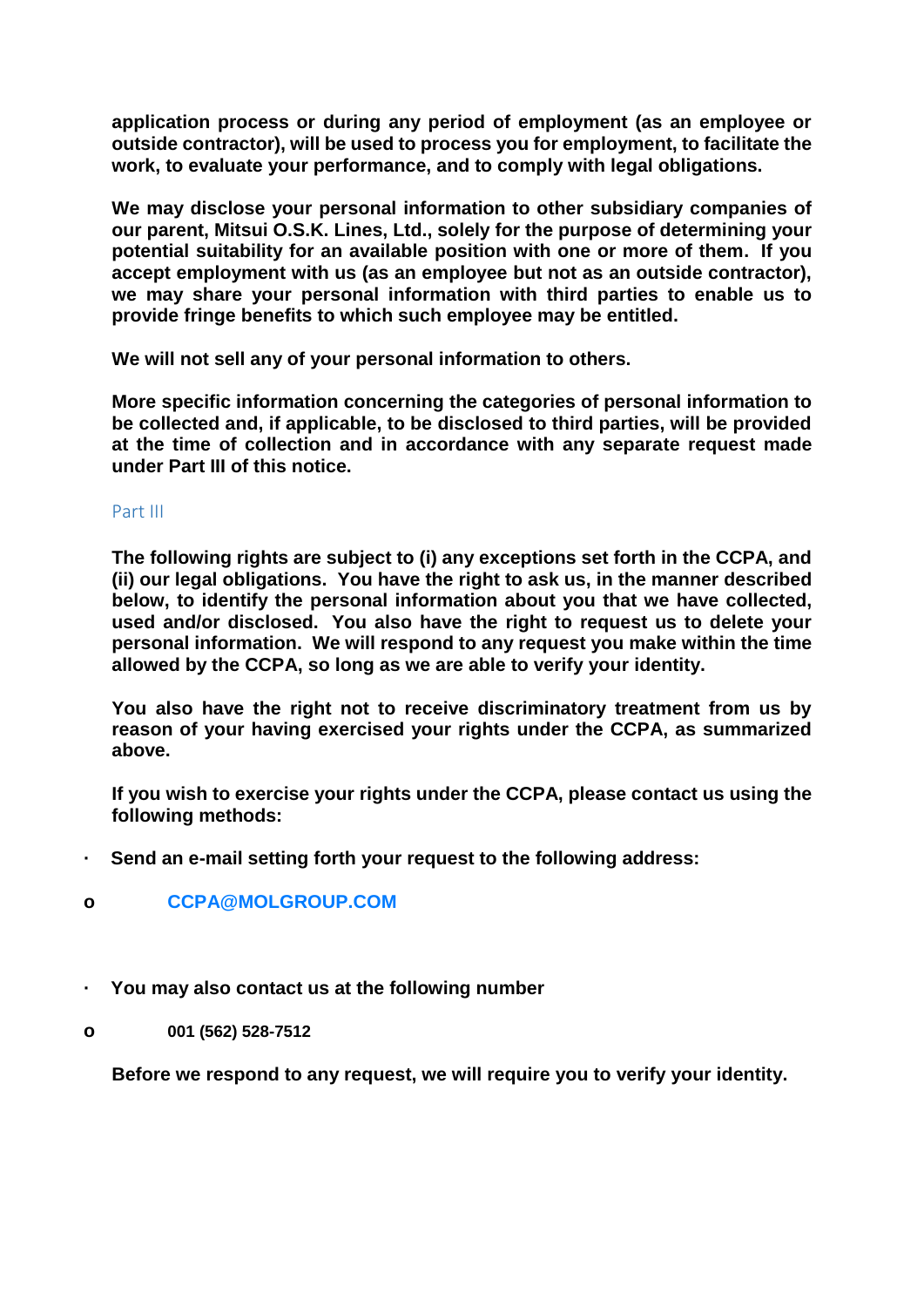**application process or during any period of employment (as an employee or outside contractor), will be used to process you for employment, to facilitate the work, to evaluate your performance, and to comply with legal obligations.**

**We may disclose your personal information to other subsidiary companies of our parent, Mitsui O.S.K. Lines, Ltd., solely for the purpose of determining your potential suitability for an available position with one or more of them. If you accept employment with us (as an employee but not as an outside contractor), we may share your personal information with third parties to enable us to provide fringe benefits to which such employee may be entitled.**

**We will not sell any of your personal information to others.**

**More specific information concerning the categories of personal information to be collected and, if applicable, to be disclosed to third parties, will be provided at the time of collection and in accordance with any separate request made under Part III of this notice.**

## Part III

**The following rights are subject to (i) any exceptions set forth in the CCPA, and (ii) our legal obligations. You have the right to ask us, in the manner described below, to identify the personal information about you that we have collected, used and/or disclosed. You also have the right to request us to delete your personal information. We will respond to any request you make within the time allowed by the CCPA, so long as we are able to verify your identity.**

**You also have the right not to receive discriminatory treatment from us by reason of your having exercised your rights under the CCPA, as summarized above.**

**If you wish to exercise your rights under the CCPA, please contact us using the following methods:**

- **Send an e-mail setting forth your request to the following address:**
  - **CCPA@MOLGROUP.COM**
- **You may also contact us at the following number**
  - **001 (562) 528-7512**

**Before we respond to any request, we will require you to verify your identity.**